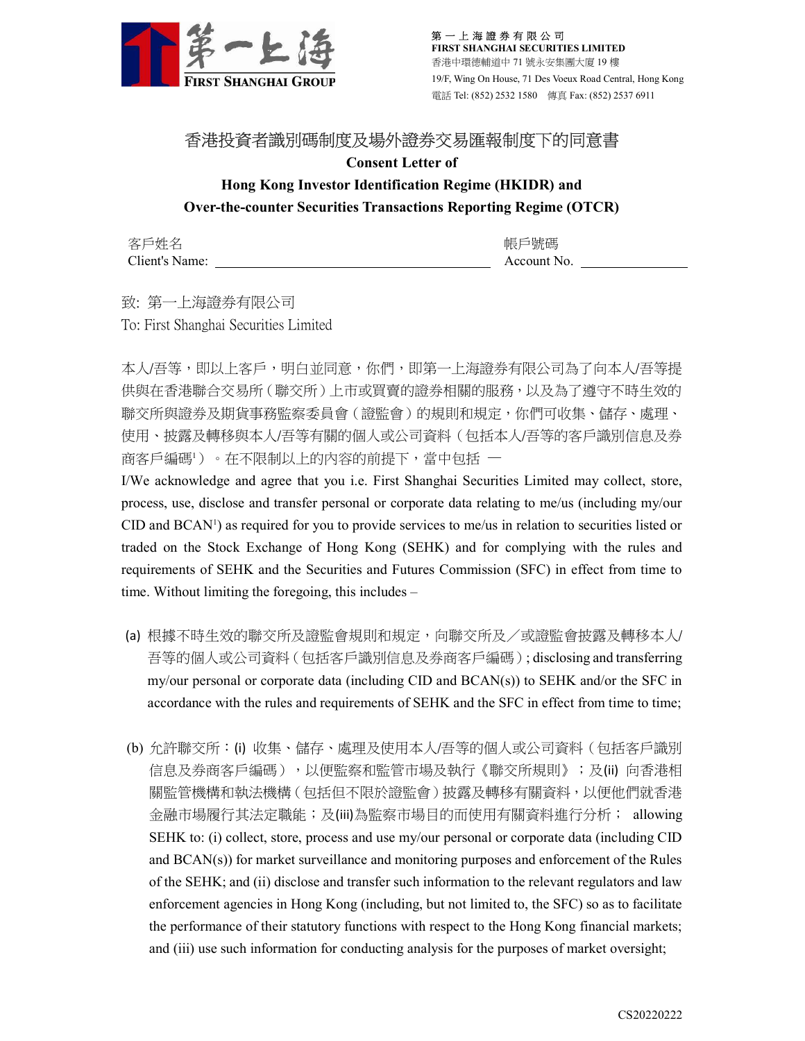第一上海證券有限公司
FIRST SHANGHAI SECURITIES LIMITED
香港中環德輔道中 71 號永安集團大廈 19 樓
19/F, Wing On House, 71 Des Voeux Road Central, Hong Kong
電話 Tel: (852) 2532 1580　傳真 Fax: (852) 2537 6911

# 香港投資者識別碼制度及場外證券交易匯報制度下的同意書

## Consent Letter of Hong Kong Investor Identification Regime (HKIDR) and Over-the-counter Securities Transactions Reporting Regime (OTCR)

客戶姓名
Client's Name: ______________________________ 

帳戶號碼
Account No. ______________

致: 第一上海證券有限公司
To: First Shanghai Securities Limited

本人/吾等，即以上客戶，明白並同意，你們，即第一上海證券有限公司為了向本人/吾等提供與在香港聯合交易所（聯交所）上市或買賣的證券相關的服務，以及為了遵守不時生效的聯交所與證券及期貨事務監察委員會（證監會）的規則和規定，你們可收集、儲存、處理、使用、披露及轉移與本人/吾等有關的個人或公司資料（包括本人/吾等的客戶識別信息及券商客戶編碼[1]）。在不限制以上的內容的前提下，當中包括 —

I/We acknowledge and agree that you i.e. First Shanghai Securities Limited may collect, store, process, use, disclose and transfer personal or corporate data relating to me/us (including my/our CID and BCAN[1]) as required for you to provide services to me/us in relation to securities listed or traded on the Stock Exchange of Hong Kong (SEHK) and for complying with the rules and requirements of SEHK and the Securities and Futures Commission (SFC) in effect from time to time. Without limiting the foregoing, this includes –

(a) 根據不時生效的聯交所及證監會規則和規定，向聯交所及／或證監會披露及轉移本人/吾等的個人或公司資料（包括客戶識別信息及券商客戶編碼）; disclosing and transferring my/our personal or corporate data (including CID and BCAN(s)) to SEHK and/or the SFC in accordance with the rules and requirements of SEHK and the SFC in effect from time to time;

(b) 允許聯交所：(i) 收集、儲存、處理及使用本人/吾等的個人或公司資料（包括客戶識別信息及券商客戶編碼），以便監察和監管市場及執行《聯交所規則》；及(ii) 向香港相關監管機構和執法機構（包括但不限於證監會）披露及轉移有關資料，以便他們就香港金融市場履行其法定職能；及(iii)為監察市場目的而使用有關資料進行分析； allowing SEHK to: (i) collect, store, process and use my/our personal or corporate data (including CID and BCAN(s)) for market surveillance and monitoring purposes and enforcement of the Rules of the SEHK; and (ii) disclose and transfer such information to the relevant regulators and law enforcement agencies in Hong Kong (including, but not limited to, the SFC) so as to facilitate the performance of their statutory functions with respect to the Hong Kong financial markets; and (iii) use such information for conducting analysis for the purposes of market oversight;

CS20220222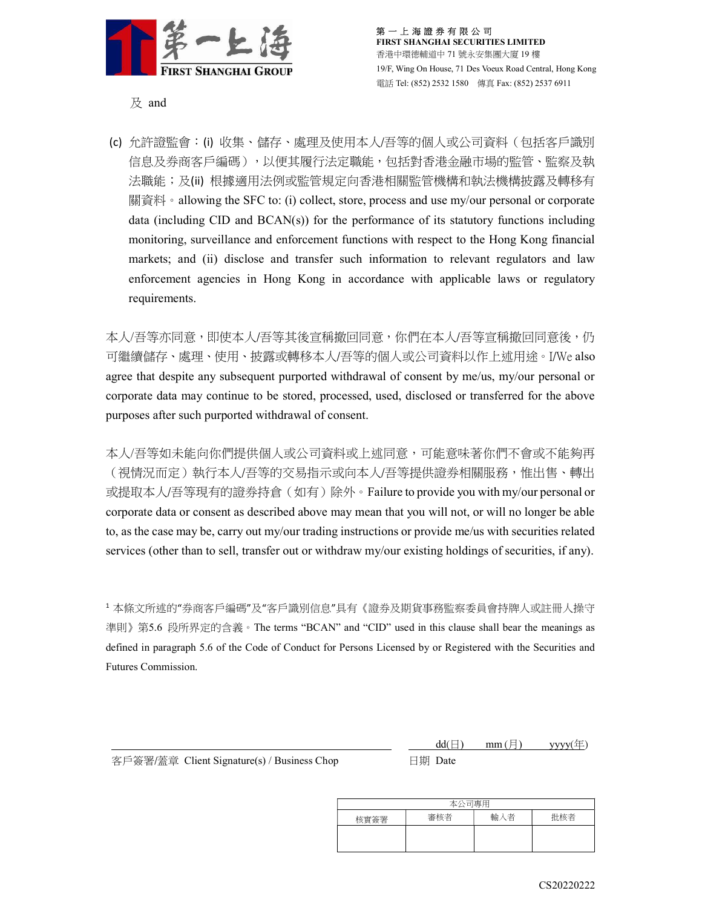及 and

(c) 允許證監會：(i) 收集、儲存、處理及使用本人/吾等的個人或公司資料（包括客戶識別信息及券商客戶編碼），以便其履行法定職能，包括對香港金融市場的監管、監察及執法職能；及(ii) 根據適用法例或監管規定向香港相關監管機構和執法機構披露及轉移有關資料。allowing the SFC to: (i) collect, store, process and use my/our personal or corporate data (including CID and BCAN(s)) for the performance of its statutory functions including monitoring, surveillance and enforcement functions with respect to the Hong Kong financial markets; and (ii) disclose and transfer such information to relevant regulators and law enforcement agencies in Hong Kong in accordance with applicable laws or regulatory requirements.

本人/吾等亦同意，即使本人/吾等其後宣稱撤回同意，你們在本人/吾等宣稱撤回同意後，仍可繼續儲存、處理、使用、披露或轉移本人/吾等的個人或公司資料以作上述用途。I/We also agree that despite any subsequent purported withdrawal of consent by me/us, my/our personal or corporate data may continue to be stored, processed, used, disclosed or transferred for the above purposes after such purported withdrawal of consent.

本人/吾等如未能向你們提供個人或公司資料或上述同意，可能意味著你們不會或不能夠再（視情況而定）執行本人/吾等的交易指示或向本人/吾等提供證券相關服務，惟出售、轉出或提取本人/吾等現有的證券持倉（如有）除外。Failure to provide you with my/our personal or corporate data or consent as described above may mean that you will not, or will no longer be able to, as the case may be, carry out my/our trading instructions or provide me/us with securities related services (other than to sell, transfer out or withdraw my/our existing holdings of securities, if any).

[1] 本條文所述的"券商客戶編碼"及"客戶識別信息"具有《證券及期貨事務監察委員會持牌人或註冊人操守準則》第5.6 段所界定的含義。The terms "BCAN" and "CID" used in this clause shall bear the meanings as defined in paragraph 5.6 of the Code of Conduct for Persons Licensed by or Registered with the Securities and Futures Commission.

\_\_\_\_\_\_\_\_\_\_\_\_\_\_\_\_\_\_\_\_\_\_\_\_\_\_\_\_\_\_\_\_\_\_\_\_\_\_\_\_
客戶簽署/蓋章 Client Signature(s) / Business Chop

dd(日) mm (月) yyyy(年)
日期 Date

| 本公司專用 | | | |
|---|---|---|---|
| 核實簽署 | 審核者 | 輸入者 | 批核者 |
| | | | |

CS20220222